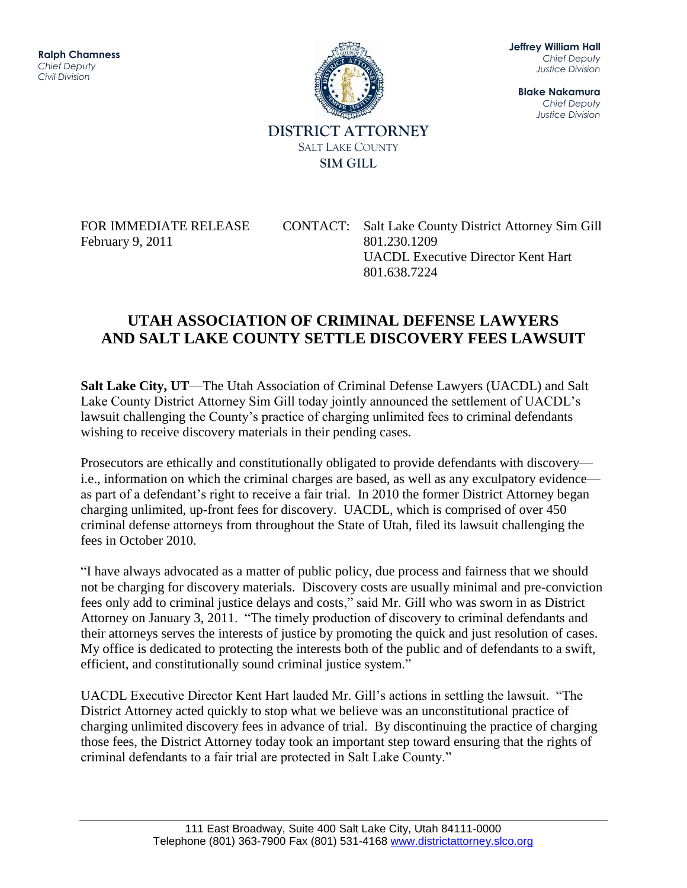**Ralph Chamness**
*Chief Deputy*
*Civil Division*

**Jeffrey William Hall**
*Chief Deputy*
*Justice Division*

**Blake Nakamura**
*Chief Deputy*
*Justice Division*

DISTRICT ATTORNEY
SALT LAKE COUNTY
SIM GILL

FOR IMMEDIATE RELEASE
February 9, 2011

CONTACT: Salt Lake County District Attorney Sim Gill
801.230.1209
UACDL Executive Director Kent Hart
801.638.7224

# UTAH ASSOCIATION OF CRIMINAL DEFENSE LAWYERS AND SALT LAKE COUNTY SETTLE DISCOVERY FEES LAWSUIT

**Salt Lake City, UT**—The Utah Association of Criminal Defense Lawyers (UACDL) and Salt Lake County District Attorney Sim Gill today jointly announced the settlement of UACDL's lawsuit challenging the County's practice of charging unlimited fees to criminal defendants wishing to receive discovery materials in their pending cases.

Prosecutors are ethically and constitutionally obligated to provide defendants with discovery—i.e., information on which the criminal charges are based, as well as any exculpatory evidence—as part of a defendant's right to receive a fair trial. In 2010 the former District Attorney began charging unlimited, up-front fees for discovery. UACDL, which is comprised of over 450 criminal defense attorneys from throughout the State of Utah, filed its lawsuit challenging the fees in October 2010.

"I have always advocated as a matter of public policy, due process and fairness that we should not be charging for discovery materials. Discovery costs are usually minimal and pre-conviction fees only add to criminal justice delays and costs," said Mr. Gill who was sworn in as District Attorney on January 3, 2011. "The timely production of discovery to criminal defendants and their attorneys serves the interests of justice by promoting the quick and just resolution of cases. My office is dedicated to protecting the interests both of the public and of defendants to a swift, efficient, and constitutionally sound criminal justice system."

UACDL Executive Director Kent Hart lauded Mr. Gill's actions in settling the lawsuit. "The District Attorney acted quickly to stop what we believe was an unconstitutional practice of charging unlimited discovery fees in advance of trial. By discontinuing the practice of charging those fees, the District Attorney today took an important step toward ensuring that the rights of criminal defendants to a fair trial are protected in Salt Lake County."

111 East Broadway, Suite 400 Salt Lake City, Utah 84111-0000
Telephone (801) 363-7900 Fax (801) 531-4168 www.districtattorney.slco.org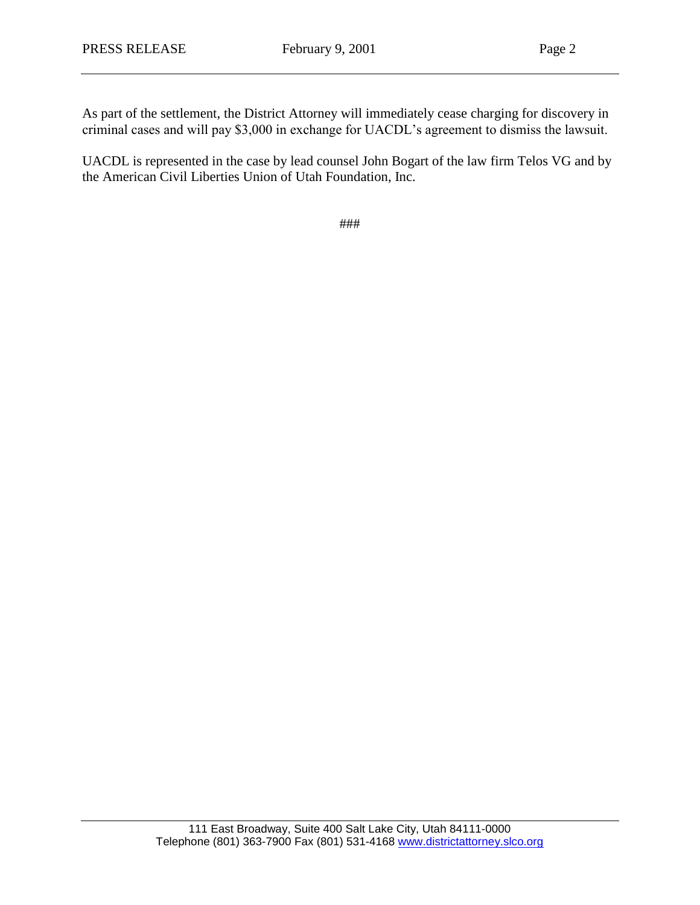As part of the settlement, the District Attorney will immediately cease charging for discovery in criminal cases and will pay $3,000 in exchange for UACDL's agreement to dismiss the lawsuit.

UACDL is represented in the case by lead counsel John Bogart of the law firm Telos VG and by the American Civil Liberties Union of Utah Foundation, Inc.

###